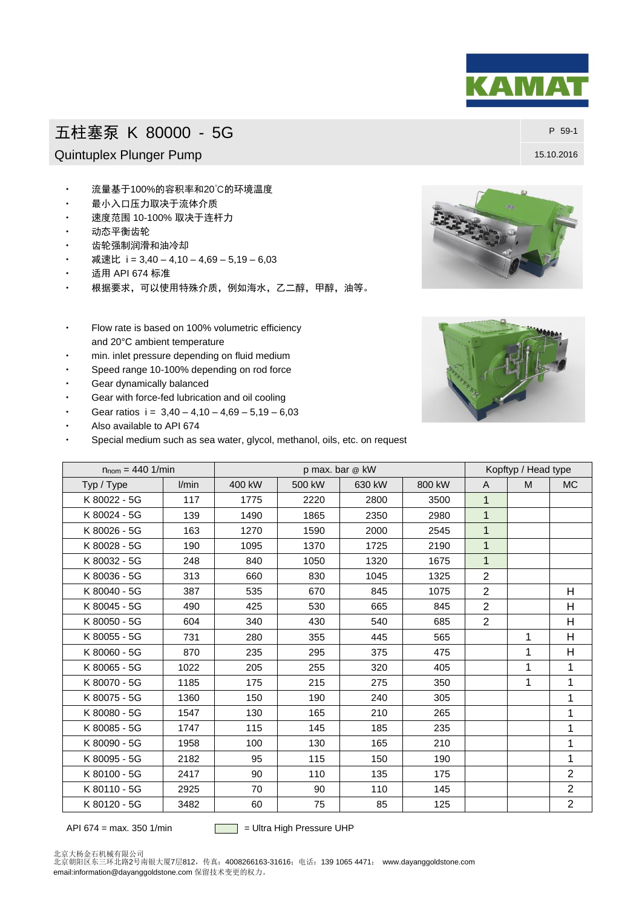KAMAT

# 五柱塞泵 K 80000 - 5G

## Quintuplex Plunger Pump

P 59-1

15.10.2016

- 流量基于100%的容积率和20℃的环境温度
- 最小入口压力取决于流体介质
- 速度范围 10-100% 取决于连杆力
- 动态平衡齿轮
- 齿轮强制润滑和油冷却
- 减速比 i = 3,40 – 4,10 – 4,69 – 5,19 – 6,03
- 适用 API 674 标准
- 根据要求，可以使用特殊介质，例如海水，乙二醇，甲醇，油等。

- Flow rate is based on 100% volumetric efficiency and 20°C ambient temperature
- min. inlet pressure depending on fluid medium
- Speed range 10-100% depending on rod force
- Gear dynamically balanced
- Gear with force-fed lubrication and oil cooling
- Gear ratios i = 3,40 – 4,10 – 4,69 – 5,19 – 6,03
- Also available to API 674
- Special medium such as sea water, glycol, methanol, oils, etc. on request

| $n_{nom}$ = 440 1/min | | p max. bar @ kW | | | | Kopftyp / Head type | | |
|---|---|---|---|---|---|---|---|---|
| Typ / Type | l/min | 400 kW | 500 kW | 630 kW | 800 kW | A | M | MC |
| K 80022 - 5G | 117 | 1775 | 2220 | 2800 | 3500 | 1 | | |
| K 80024 - 5G | 139 | 1490 | 1865 | 2350 | 2980 | 1 | | |
| K 80026 - 5G | 163 | 1270 | 1590 | 2000 | 2545 | 1 | | |
| K 80028 - 5G | 190 | 1095 | 1370 | 1725 | 2190 | 1 | | |
| K 80032 - 5G | 248 | 840 | 1050 | 1320 | 1675 | 1 | | |
| K 80036 - 5G | 313 | 660 | 830 | 1045 | 1325 | 2 | | |
| K 80040 - 5G | 387 | 535 | 670 | 845 | 1075 | 2 | | H |
| K 80045 - 5G | 490 | 425 | 530 | 665 | 845 | 2 | | H |
| K 80050 - 5G | 604 | 340 | 430 | 540 | 685 | 2 | | H |
| K 80055 - 5G | 731 | 280 | 355 | 445 | 565 | | 1 | H |
| K 80060 - 5G | 870 | 235 | 295 | 375 | 475 | | 1 | H |
| K 80065 - 5G | 1022 | 205 | 255 | 320 | 405 | | 1 | 1 |
| K 80070 - 5G | 1185 | 175 | 215 | 275 | 350 | | 1 | 1 |
| K 80075 - 5G | 1360 | 150 | 190 | 240 | 305 | | | 1 |
| K 80080 - 5G | 1547 | 130 | 165 | 210 | 265 | | | 1 |
| K 80085 - 5G | 1747 | 115 | 145 | 185 | 235 | | | 1 |
| K 80090 - 5G | 1958 | 100 | 130 | 165 | 210 | | | 1 |
| K 80095 - 5G | 2182 | 95 | 115 | 150 | 190 | | | 1 |
| K 80100 - 5G | 2417 | 90 | 110 | 135 | 175 | | | 2 |
| K 80110 - 5G | 2925 | 70 | 90 | 110 | 145 | | | 2 |
| K 80120 - 5G | 3482 | 60 | 75 | 85 | 125 | | | 2 |

API 674 = max. 350 1/min

= Ultra High Pressure UHP

北京大杨金石机械有限公司
北京朝阳区东三环北路2号南银大厦7层812，传真：4008266163-31616；电话：139 1065 4471； www.dayanggoldstone.com
email:information@dayanggoldstone.com 保留技术变更的权力。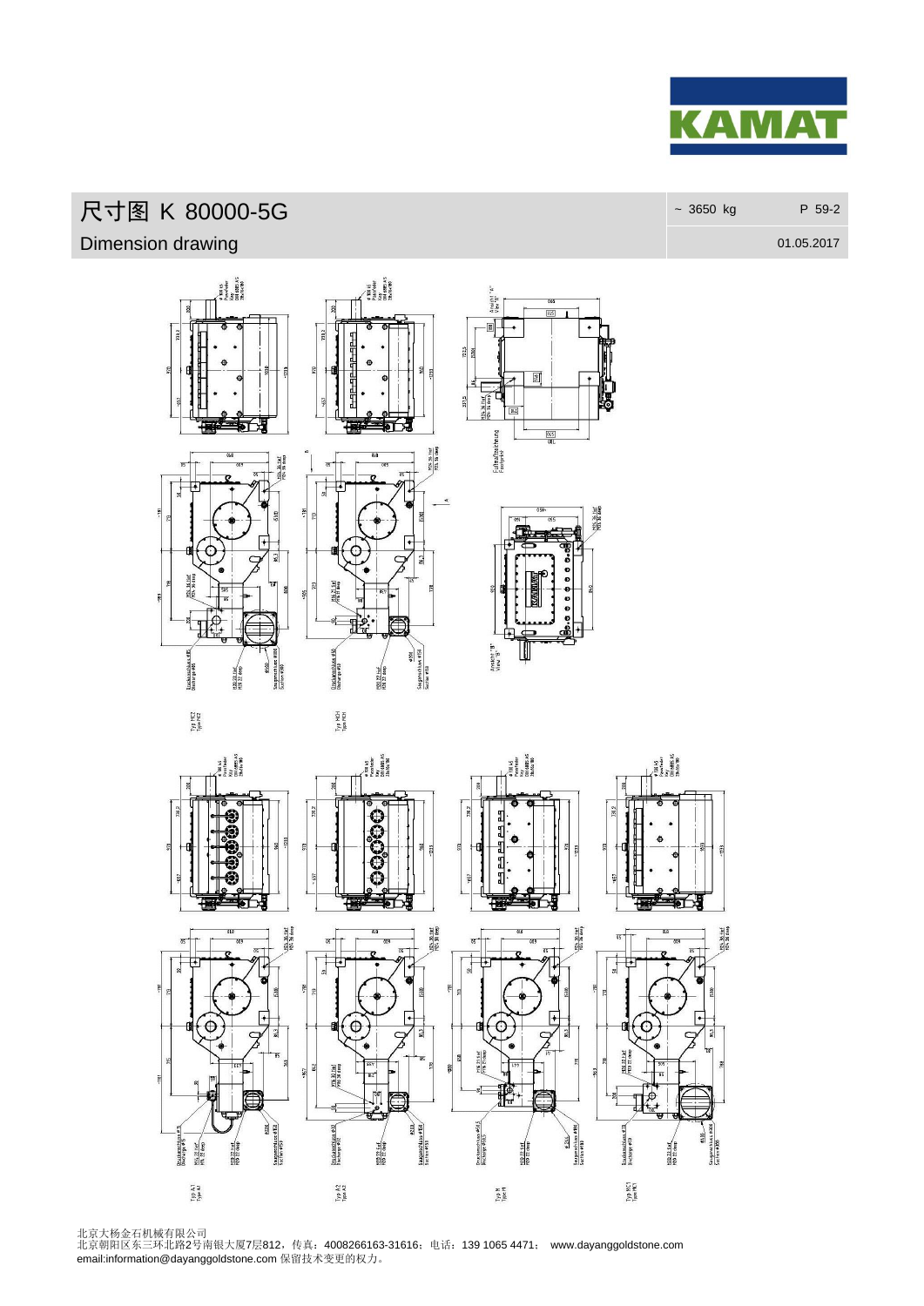# 尺寸图 K 80000-5G

## Dimension drawing

~ 3650 kg

P 59-2

01.05.2017

北京大杨金石机械有限公司
北京朝阳区东三环北路2号南银大厦7层812，传真：4008266163-31616；电话：139 1065 4471； www.dayanggoldstone.com
email:information@dayanggoldstone.com 保留技术变更的权力。